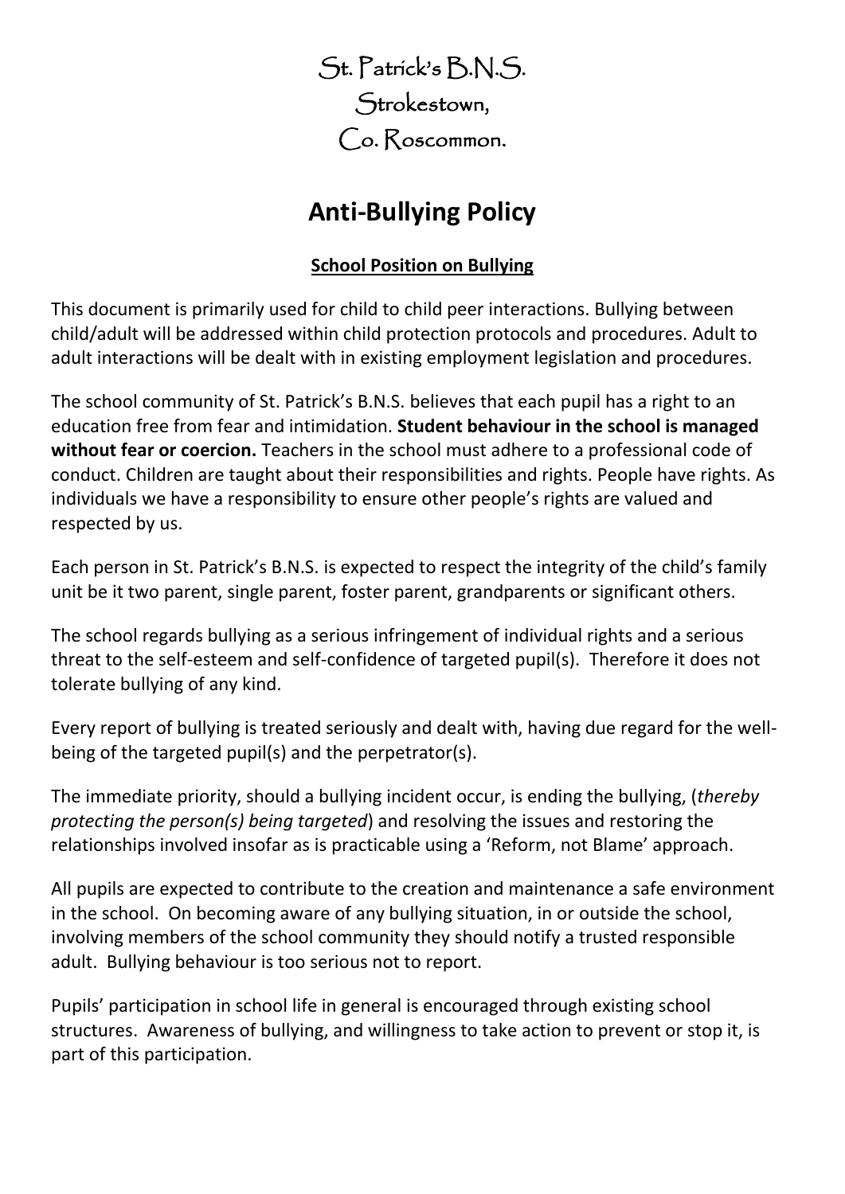St. Patrick's B.N.S.
Strokestown,
Co. Roscommon.

# Anti-Bullying Policy

## School Position on Bullying

This document is primarily used for child to child peer interactions. Bullying between child/adult will be addressed within child protection protocols and procedures. Adult to adult interactions will be dealt with in existing employment legislation and procedures.

The school community of St. Patrick's B.N.S. believes that each pupil has a right to an education free from fear and intimidation. **Student behaviour in the school is managed without fear or coercion.** Teachers in the school must adhere to a professional code of conduct. Children are taught about their responsibilities and rights. People have rights. As individuals we have a responsibility to ensure other people's rights are valued and respected by us.

Each person in St. Patrick's B.N.S. is expected to respect the integrity of the child's family unit be it two parent, single parent, foster parent, grandparents or significant others.

The school regards bullying as a serious infringement of individual rights and a serious threat to the self-esteem and self-confidence of targeted pupil(s). Therefore it does not tolerate bullying of any kind.

Every report of bullying is treated seriously and dealt with, having due regard for the well-being of the targeted pupil(s) and the perpetrator(s).

The immediate priority, should a bullying incident occur, is ending the bullying, (*thereby protecting the person(s) being targeted*) and resolving the issues and restoring the relationships involved insofar as is practicable using a 'Reform, not Blame' approach.

All pupils are expected to contribute to the creation and maintenance a safe environment in the school. On becoming aware of any bullying situation, in or outside the school, involving members of the school community they should notify a trusted responsible adult. Bullying behaviour is too serious not to report.

Pupils' participation in school life in general is encouraged through existing school structures. Awareness of bullying, and willingness to take action to prevent or stop it, is part of this participation.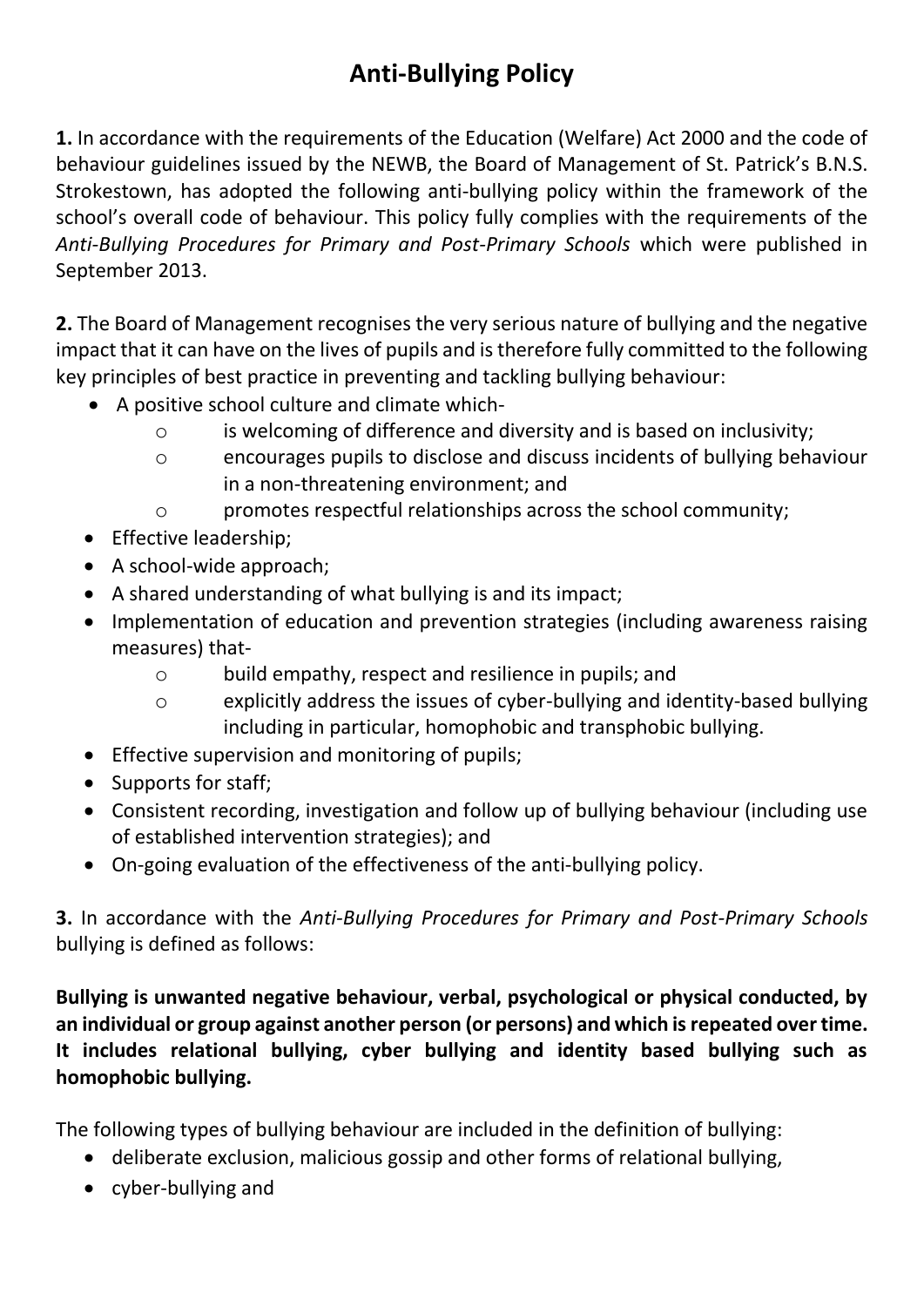# Anti-Bullying Policy

**1.** In accordance with the requirements of the Education (Welfare) Act 2000 and the code of behaviour guidelines issued by the NEWB, the Board of Management of St. Patrick's B.N.S. Strokestown, has adopted the following anti-bullying policy within the framework of the school's overall code of behaviour. This policy fully complies with the requirements of the *Anti-Bullying Procedures for Primary and Post-Primary Schools* which were published in September 2013.

**2.** The Board of Management recognises the very serious nature of bullying and the negative impact that it can have on the lives of pupils and is therefore fully committed to the following key principles of best practice in preventing and tackling bullying behaviour:

- A positive school culture and climate which-
  - is welcoming of difference and diversity and is based on inclusivity;
  - encourages pupils to disclose and discuss incidents of bullying behaviour in a non-threatening environment; and
  - promotes respectful relationships across the school community;
- Effective leadership;
- A school-wide approach;
- A shared understanding of what bullying is and its impact;
- Implementation of education and prevention strategies (including awareness raising measures) that-
  - build empathy, respect and resilience in pupils; and
  - explicitly address the issues of cyber-bullying and identity-based bullying including in particular, homophobic and transphobic bullying.
- Effective supervision and monitoring of pupils;
- Supports for staff;
- Consistent recording, investigation and follow up of bullying behaviour (including use of established intervention strategies); and
- On-going evaluation of the effectiveness of the anti-bullying policy.

**3.** In accordance with the *Anti-Bullying Procedures for Primary and Post-Primary Schools* bullying is defined as follows:

**Bullying is unwanted negative behaviour, verbal, psychological or physical conducted, by an individual or group against another person (or persons) and which is repeated over time. It includes relational bullying, cyber bullying and identity based bullying such as homophobic bullying.**

The following types of bullying behaviour are included in the definition of bullying:

- deliberate exclusion, malicious gossip and other forms of relational bullying,
- cyber-bullying and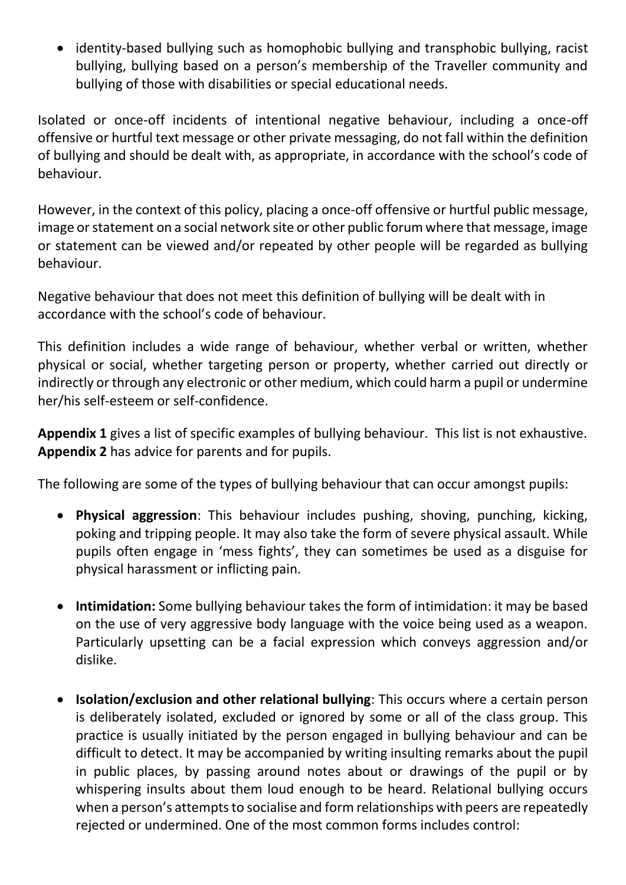- identity-based bullying such as homophobic bullying and transphobic bullying, racist bullying, bullying based on a person's membership of the Traveller community and bullying of those with disabilities or special educational needs.

Isolated or once-off incidents of intentional negative behaviour, including a once-off offensive or hurtful text message or other private messaging, do not fall within the definition of bullying and should be dealt with, as appropriate, in accordance with the school's code of behaviour.

However, in the context of this policy, placing a once-off offensive or hurtful public message, image or statement on a social network site or other public forum where that message, image or statement can be viewed and/or repeated by other people will be regarded as bullying behaviour.

Negative behaviour that does not meet this definition of bullying will be dealt with in accordance with the school's code of behaviour.

This definition includes a wide range of behaviour, whether verbal or written, whether physical or social, whether targeting person or property, whether carried out directly or indirectly or through any electronic or other medium, which could harm a pupil or undermine her/his self-esteem or self-confidence.

**Appendix 1** gives a list of specific examples of bullying behaviour. This list is not exhaustive. **Appendix 2** has advice for parents and for pupils.

The following are some of the types of bullying behaviour that can occur amongst pupils:

- **Physical aggression**: This behaviour includes pushing, shoving, punching, kicking, poking and tripping people. It may also take the form of severe physical assault. While pupils often engage in 'mess fights', they can sometimes be used as a disguise for physical harassment or inflicting pain.

- **Intimidation:** Some bullying behaviour takes the form of intimidation: it may be based on the use of very aggressive body language with the voice being used as a weapon. Particularly upsetting can be a facial expression which conveys aggression and/or dislike.

- **Isolation/exclusion and other relational bullying**: This occurs where a certain person is deliberately isolated, excluded or ignored by some or all of the class group. This practice is usually initiated by the person engaged in bullying behaviour and can be difficult to detect. It may be accompanied by writing insulting remarks about the pupil in public places, by passing around notes about or drawings of the pupil or by whispering insults about them loud enough to be heard. Relational bullying occurs when a person's attempts to socialise and form relationships with peers are repeatedly rejected or undermined. One of the most common forms includes control: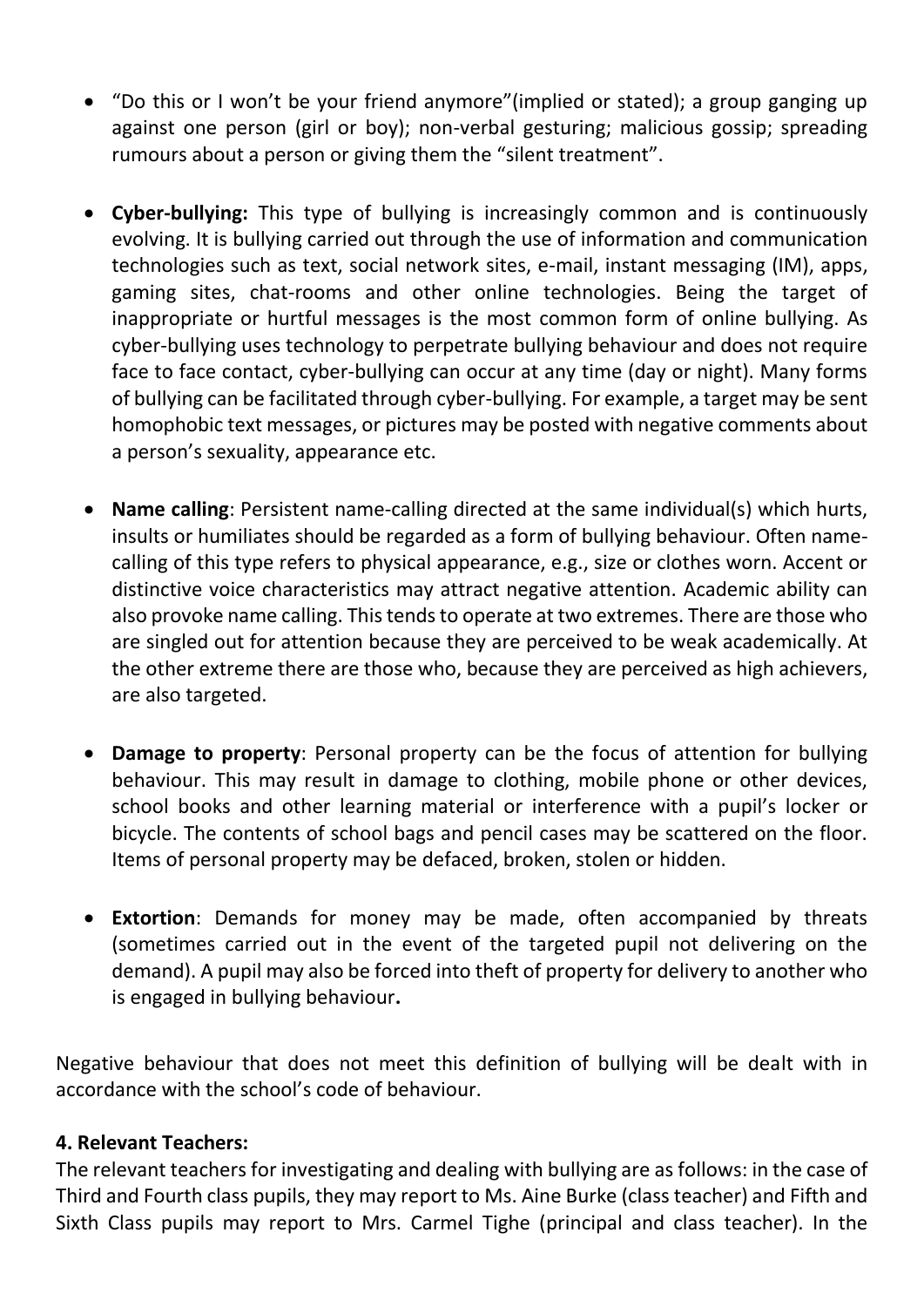- "Do this or I won't be your friend anymore"(implied or stated); a group ganging up against one person (girl or boy); non-verbal gesturing; malicious gossip; spreading rumours about a person or giving them the "silent treatment".

- **Cyber-bullying:** This type of bullying is increasingly common and is continuously evolving. It is bullying carried out through the use of information and communication technologies such as text, social network sites, e-mail, instant messaging (IM), apps, gaming sites, chat-rooms and other online technologies. Being the target of inappropriate or hurtful messages is the most common form of online bullying. As cyber-bullying uses technology to perpetrate bullying behaviour and does not require face to face contact, cyber-bullying can occur at any time (day or night). Many forms of bullying can be facilitated through cyber-bullying. For example, a target may be sent homophobic text messages, or pictures may be posted with negative comments about a person's sexuality, appearance etc.

- **Name calling**: Persistent name-calling directed at the same individual(s) which hurts, insults or humiliates should be regarded as a form of bullying behaviour. Often name-calling of this type refers to physical appearance, e.g., size or clothes worn. Accent or distinctive voice characteristics may attract negative attention. Academic ability can also provoke name calling. This tends to operate at two extremes. There are those who are singled out for attention because they are perceived to be weak academically. At the other extreme there are those who, because they are perceived as high achievers, are also targeted.

- **Damage to property**: Personal property can be the focus of attention for bullying behaviour. This may result in damage to clothing, mobile phone or other devices, school books and other learning material or interference with a pupil's locker or bicycle. The contents of school bags and pencil cases may be scattered on the floor. Items of personal property may be defaced, broken, stolen or hidden.

- **Extortion**: Demands for money may be made, often accompanied by threats (sometimes carried out in the event of the targeted pupil not delivering on the demand). A pupil may also be forced into theft of property for delivery to another who is engaged in bullying behaviour**.**

Negative behaviour that does not meet this definition of bullying will be dealt with in accordance with the school's code of behaviour.

**4. Relevant Teachers:**

The relevant teachers for investigating and dealing with bullying are as follows: in the case of Third and Fourth class pupils, they may report to Ms. Aine Burke (class teacher) and Fifth and Sixth Class pupils may report to Mrs. Carmel Tighe (principal and class teacher). In the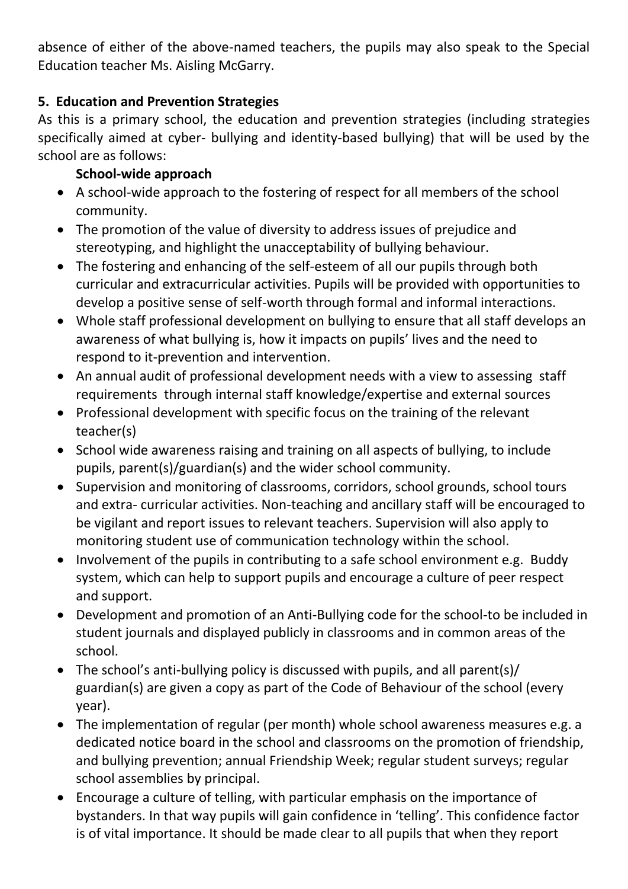absence of either of the above-named teachers, the pupils may also speak to the Special Education teacher Ms. Aisling McGarry.

## 5. Education and Prevention Strategies

As this is a primary school, the education and prevention strategies (including strategies specifically aimed at cyber- bullying and identity-based bullying) that will be used by the school are as follows:

**School-wide approach**

- A school-wide approach to the fostering of respect for all members of the school community.
- The promotion of the value of diversity to address issues of prejudice and stereotyping, and highlight the unacceptability of bullying behaviour.
- The fostering and enhancing of the self-esteem of all our pupils through both curricular and extracurricular activities. Pupils will be provided with opportunities to develop a positive sense of self-worth through formal and informal interactions.
- Whole staff professional development on bullying to ensure that all staff develops an awareness of what bullying is, how it impacts on pupils' lives and the need to respond to it-prevention and intervention.
- An annual audit of professional development needs with a view to assessing staff requirements through internal staff knowledge/expertise and external sources
- Professional development with specific focus on the training of the relevant teacher(s)
- School wide awareness raising and training on all aspects of bullying, to include pupils, parent(s)/guardian(s) and the wider school community.
- Supervision and monitoring of classrooms, corridors, school grounds, school tours and extra- curricular activities. Non-teaching and ancillary staff will be encouraged to be vigilant and report issues to relevant teachers. Supervision will also apply to monitoring student use of communication technology within the school.
- Involvement of the pupils in contributing to a safe school environment e.g. Buddy system, which can help to support pupils and encourage a culture of peer respect and support.
- Development and promotion of an Anti-Bullying code for the school-to be included in student journals and displayed publicly in classrooms and in common areas of the school.
- The school's anti-bullying policy is discussed with pupils, and all parent(s)/ guardian(s) are given a copy as part of the Code of Behaviour of the school (every year).
- The implementation of regular (per month) whole school awareness measures e.g. a dedicated notice board in the school and classrooms on the promotion of friendship, and bullying prevention; annual Friendship Week; regular student surveys; regular school assemblies by principal.
- Encourage a culture of telling, with particular emphasis on the importance of bystanders. In that way pupils will gain confidence in 'telling'. This confidence factor is of vital importance. It should be made clear to all pupils that when they report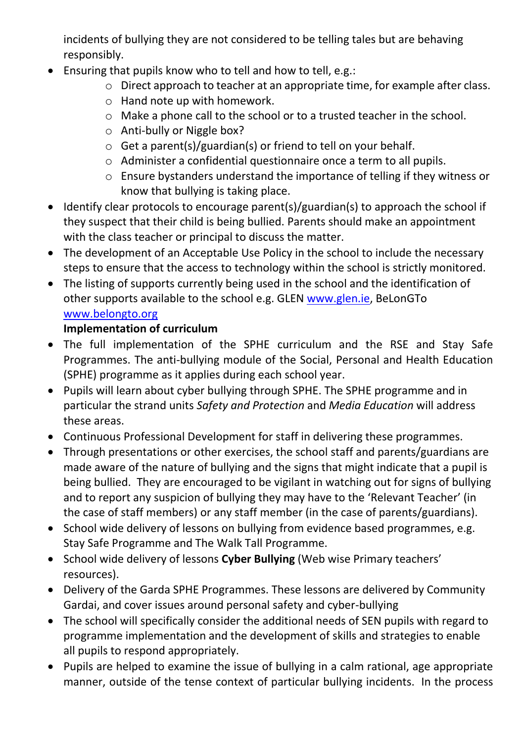incidents of bullying they are not considered to be telling tales but are behaving responsibly.

- Ensuring that pupils know who to tell and how to tell, e.g.:
  - Direct approach to teacher at an appropriate time, for example after class.
  - Hand note up with homework.
  - Make a phone call to the school or to a trusted teacher in the school.
  - Anti-bully or Niggle box?
  - Get a parent(s)/guardian(s) or friend to tell on your behalf.
  - Administer a confidential questionnaire once a term to all pupils.
  - Ensure bystanders understand the importance of telling if they witness or know that bullying is taking place.
- Identify clear protocols to encourage parent(s)/guardian(s) to approach the school if they suspect that their child is being bullied. Parents should make an appointment with the class teacher or principal to discuss the matter.
- The development of an Acceptable Use Policy in the school to include the necessary steps to ensure that the access to technology within the school is strictly monitored.
- The listing of supports currently being used in the school and the identification of other supports available to the school e.g. GLEN [www.glen.ie](http://www.glen.ie), BeLonGTo [www.belongto.org](http://www.belongto.org)

**Implementation of curriculum**

- The full implementation of the SPHE curriculum and the RSE and Stay Safe Programmes. The anti-bullying module of the Social, Personal and Health Education (SPHE) programme as it applies during each school year.
- Pupils will learn about cyber bullying through SPHE. The SPHE programme and in particular the strand units *Safety and Protection* and *Media Education* will address these areas.
- Continuous Professional Development for staff in delivering these programmes.
- Through presentations or other exercises, the school staff and parents/guardians are made aware of the nature of bullying and the signs that might indicate that a pupil is being bullied. They are encouraged to be vigilant in watching out for signs of bullying and to report any suspicion of bullying they may have to the 'Relevant Teacher' (in the case of staff members) or any staff member (in the case of parents/guardians).
- School wide delivery of lessons on bullying from evidence based programmes, e.g. Stay Safe Programme and The Walk Tall Programme.
- School wide delivery of lessons **Cyber Bullying** (Web wise Primary teachers' resources).
- Delivery of the Garda SPHE Programmes. These lessons are delivered by Community Gardai, and cover issues around personal safety and cyber-bullying
- The school will specifically consider the additional needs of SEN pupils with regard to programme implementation and the development of skills and strategies to enable all pupils to respond appropriately.
- Pupils are helped to examine the issue of bullying in a calm rational, age appropriate manner, outside of the tense context of particular bullying incidents. In the process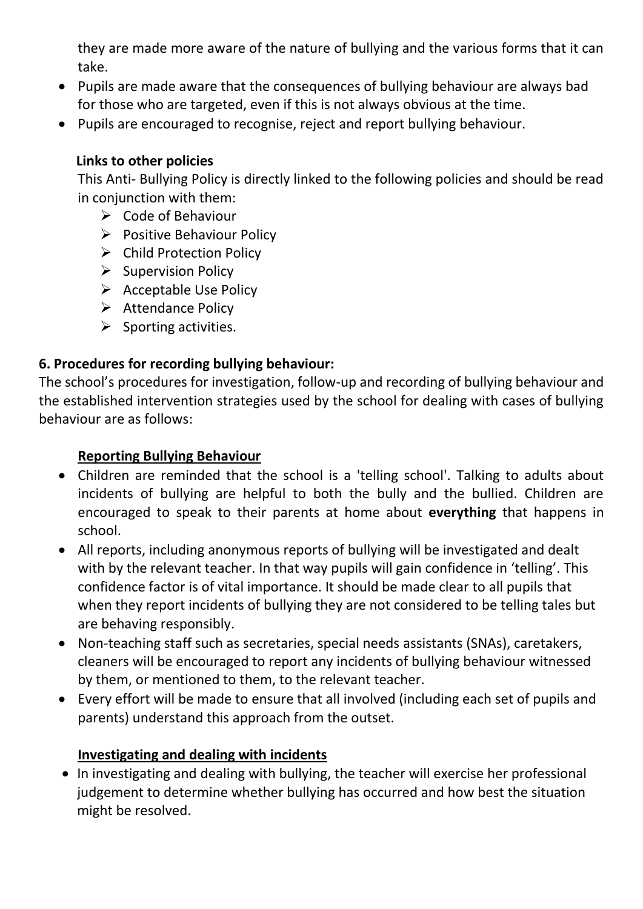they are made more aware of the nature of bullying and the various forms that it can take.

- Pupils are made aware that the consequences of bullying behaviour are always bad for those who are targeted, even if this is not always obvious at the time.
- Pupils are encouraged to recognise, reject and report bullying behaviour.

**Links to other policies**

This Anti- Bullying Policy is directly linked to the following policies and should be read in conjunction with them:

- Code of Behaviour
- Positive Behaviour Policy
- Child Protection Policy
- Supervision Policy
- Acceptable Use Policy
- Attendance Policy
- Sporting activities.

**6. Procedures for recording bullying behaviour:**

The school's procedures for investigation, follow-up and recording of bullying behaviour and the established intervention strategies used by the school for dealing with cases of bullying behaviour are as follows:

**Reporting Bullying Behaviour**

- Children are reminded that the school is a 'telling school'. Talking to adults about incidents of bullying are helpful to both the bully and the bullied. Children are encouraged to speak to their parents at home about **everything** that happens in school.
- All reports, including anonymous reports of bullying will be investigated and dealt with by the relevant teacher. In that way pupils will gain confidence in 'telling'. This confidence factor is of vital importance. It should be made clear to all pupils that when they report incidents of bullying they are not considered to be telling tales but are behaving responsibly.
- Non-teaching staff such as secretaries, special needs assistants (SNAs), caretakers, cleaners will be encouraged to report any incidents of bullying behaviour witnessed by them, or mentioned to them, to the relevant teacher.
- Every effort will be made to ensure that all involved (including each set of pupils and parents) understand this approach from the outset.

**Investigating and dealing with incidents**

- In investigating and dealing with bullying, the teacher will exercise her professional judgement to determine whether bullying has occurred and how best the situation might be resolved.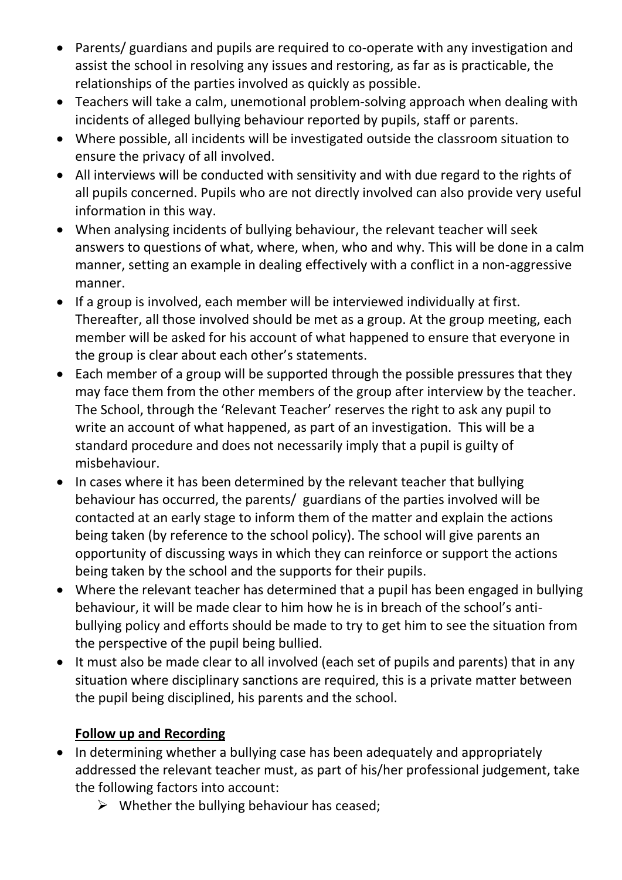- Parents/ guardians and pupils are required to co-operate with any investigation and assist the school in resolving any issues and restoring, as far as is practicable, the relationships of the parties involved as quickly as possible.
- Teachers will take a calm, unemotional problem-solving approach when dealing with incidents of alleged bullying behaviour reported by pupils, staff or parents.
- Where possible, all incidents will be investigated outside the classroom situation to ensure the privacy of all involved.
- All interviews will be conducted with sensitivity and with due regard to the rights of all pupils concerned. Pupils who are not directly involved can also provide very useful information in this way.
- When analysing incidents of bullying behaviour, the relevant teacher will seek answers to questions of what, where, when, who and why. This will be done in a calm manner, setting an example in dealing effectively with a conflict in a non-aggressive manner.
- If a group is involved, each member will be interviewed individually at first. Thereafter, all those involved should be met as a group. At the group meeting, each member will be asked for his account of what happened to ensure that everyone in the group is clear about each other's statements.
- Each member of a group will be supported through the possible pressures that they may face them from the other members of the group after interview by the teacher. The School, through the 'Relevant Teacher' reserves the right to ask any pupil to write an account of what happened, as part of an investigation. This will be a standard procedure and does not necessarily imply that a pupil is guilty of misbehaviour.
- In cases where it has been determined by the relevant teacher that bullying behaviour has occurred, the parents/ guardians of the parties involved will be contacted at an early stage to inform them of the matter and explain the actions being taken (by reference to the school policy). The school will give parents an opportunity of discussing ways in which they can reinforce or support the actions being taken by the school and the supports for their pupils.
- Where the relevant teacher has determined that a pupil has been engaged in bullying behaviour, it will be made clear to him how he is in breach of the school's anti-bullying policy and efforts should be made to try to get him to see the situation from the perspective of the pupil being bullied.
- It must also be made clear to all involved (each set of pupils and parents) that in any situation where disciplinary sanctions are required, this is a private matter between the pupil being disciplined, his parents and the school.

**Follow up and Recording**

- In determining whether a bullying case has been adequately and appropriately addressed the relevant teacher must, as part of his/her professional judgement, take the following factors into account:
  - Whether the bullying behaviour has ceased;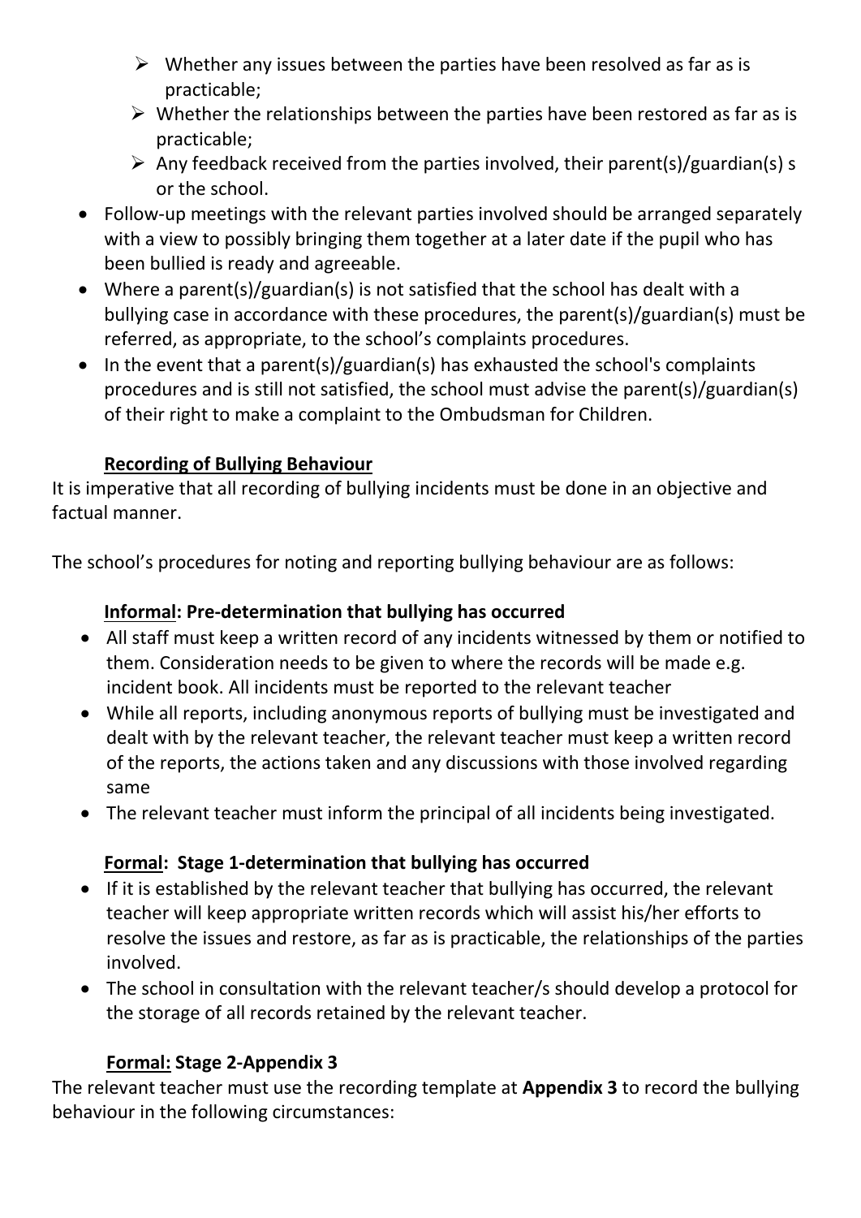- Whether any issues between the parties have been resolved as far as is practicable;
- Whether the relationships between the parties have been restored as far as is practicable;
- Any feedback received from the parties involved, their parent(s)/guardian(s) s or the school.

- Follow-up meetings with the relevant parties involved should be arranged separately with a view to possibly bringing them together at a later date if the pupil who has been bullied is ready and agreeable.
- Where a parent(s)/guardian(s) is not satisfied that the school has dealt with a bullying case in accordance with these procedures, the parent(s)/guardian(s) must be referred, as appropriate, to the school's complaints procedures.
- In the event that a parent(s)/guardian(s) has exhausted the school's complaints procedures and is still not satisfied, the school must advise the parent(s)/guardian(s) of their right to make a complaint to the Ombudsman for Children.

### Recording of Bullying Behaviour

It is imperative that all recording of bullying incidents must be done in an objective and factual manner.

The school's procedures for noting and reporting bullying behaviour are as follows:

#### Informal: Pre-determination that bullying has occurred

- All staff must keep a written record of any incidents witnessed by them or notified to them. Consideration needs to be given to where the records will be made e.g. incident book. All incidents must be reported to the relevant teacher
- While all reports, including anonymous reports of bullying must be investigated and dealt with by the relevant teacher, the relevant teacher must keep a written record of the reports, the actions taken and any discussions with those involved regarding same
- The relevant teacher must inform the principal of all incidents being investigated.

#### Formal: Stage 1-determination that bullying has occurred

- If it is established by the relevant teacher that bullying has occurred, the relevant teacher will keep appropriate written records which will assist his/her efforts to resolve the issues and restore, as far as is practicable, the relationships of the parties involved.
- The school in consultation with the relevant teacher/s should develop a protocol for the storage of all records retained by the relevant teacher.

#### Formal: Stage 2-Appendix 3

The relevant teacher must use the recording template at **Appendix 3** to record the bullying behaviour in the following circumstances: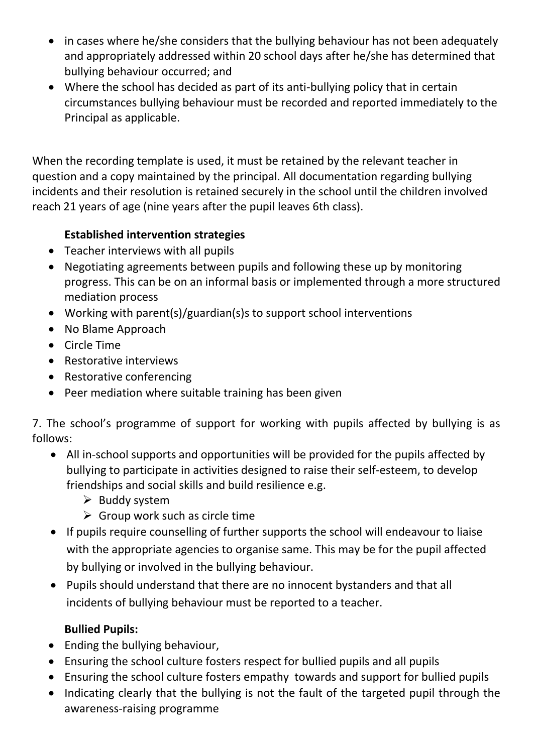- in cases where he/she considers that the bullying behaviour has not been adequately and appropriately addressed within 20 school days after he/she has determined that bullying behaviour occurred; and
- Where the school has decided as part of its anti-bullying policy that in certain circumstances bullying behaviour must be recorded and reported immediately to the Principal as applicable.

When the recording template is used, it must be retained by the relevant teacher in question and a copy maintained by the principal. All documentation regarding bullying incidents and their resolution is retained securely in the school until the children involved reach 21 years of age (nine years after the pupil leaves 6th class).

**Established intervention strategies**

- Teacher interviews with all pupils
- Negotiating agreements between pupils and following these up by monitoring progress. This can be on an informal basis or implemented through a more structured mediation process
- Working with parent(s)/guardian(s)s to support school interventions
- No Blame Approach
- Circle Time
- Restorative interviews
- Restorative conferencing
- Peer mediation where suitable training has been given

7. The school's programme of support for working with pupils affected by bullying is as follows:

- All in-school supports and opportunities will be provided for the pupils affected by bullying to participate in activities designed to raise their self-esteem, to develop friendships and social skills and build resilience e.g.
    - Buddy system
    - Group work such as circle time
- If pupils require counselling of further supports the school will endeavour to liaise with the appropriate agencies to organise same. This may be for the pupil affected by bullying or involved in the bullying behaviour.
- Pupils should understand that there are no innocent bystanders and that all incidents of bullying behaviour must be reported to a teacher.

**Bullied Pupils:**

- Ending the bullying behaviour,
- Ensuring the school culture fosters respect for bullied pupils and all pupils
- Ensuring the school culture fosters empathy towards and support for bullied pupils
- Indicating clearly that the bullying is not the fault of the targeted pupil through the awareness-raising programme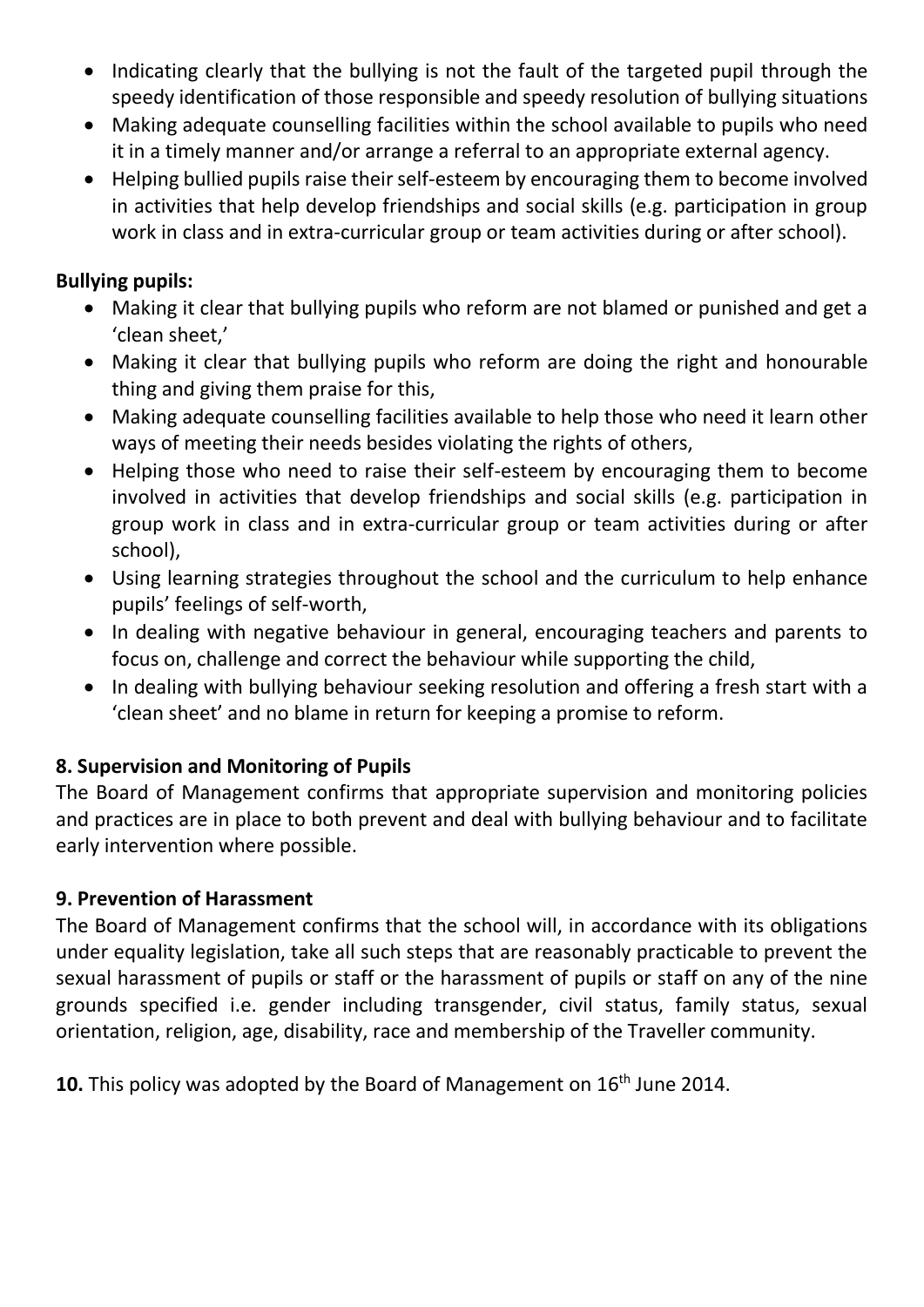- Indicating clearly that the bullying is not the fault of the targeted pupil through the speedy identification of those responsible and speedy resolution of bullying situations
- Making adequate counselling facilities within the school available to pupils who need it in a timely manner and/or arrange a referral to an appropriate external agency.
- Helping bullied pupils raise their self-esteem by encouraging them to become involved in activities that help develop friendships and social skills (e.g. participation in group work in class and in extra-curricular group or team activities during or after school).

**Bullying pupils:**

- Making it clear that bullying pupils who reform are not blamed or punished and get a 'clean sheet,'
- Making it clear that bullying pupils who reform are doing the right and honourable thing and giving them praise for this,
- Making adequate counselling facilities available to help those who need it learn other ways of meeting their needs besides violating the rights of others,
- Helping those who need to raise their self-esteem by encouraging them to become involved in activities that develop friendships and social skills (e.g. participation in group work in class and in extra-curricular group or team activities during or after school),
- Using learning strategies throughout the school and the curriculum to help enhance pupils' feelings of self-worth,
- In dealing with negative behaviour in general, encouraging teachers and parents to focus on, challenge and correct the behaviour while supporting the child,
- In dealing with bullying behaviour seeking resolution and offering a fresh start with a 'clean sheet' and no blame in return for keeping a promise to reform.

**8. Supervision and Monitoring of Pupils**

The Board of Management confirms that appropriate supervision and monitoring policies and practices are in place to both prevent and deal with bullying behaviour and to facilitate early intervention where possible.

**9. Prevention of Harassment**

The Board of Management confirms that the school will, in accordance with its obligations under equality legislation, take all such steps that are reasonably practicable to prevent the sexual harassment of pupils or staff or the harassment of pupils or staff on any of the nine grounds specified i.e. gender including transgender, civil status, family status, sexual orientation, religion, age, disability, race and membership of the Traveller community.

**10.** This policy was adopted by the Board of Management on 16th June 2014.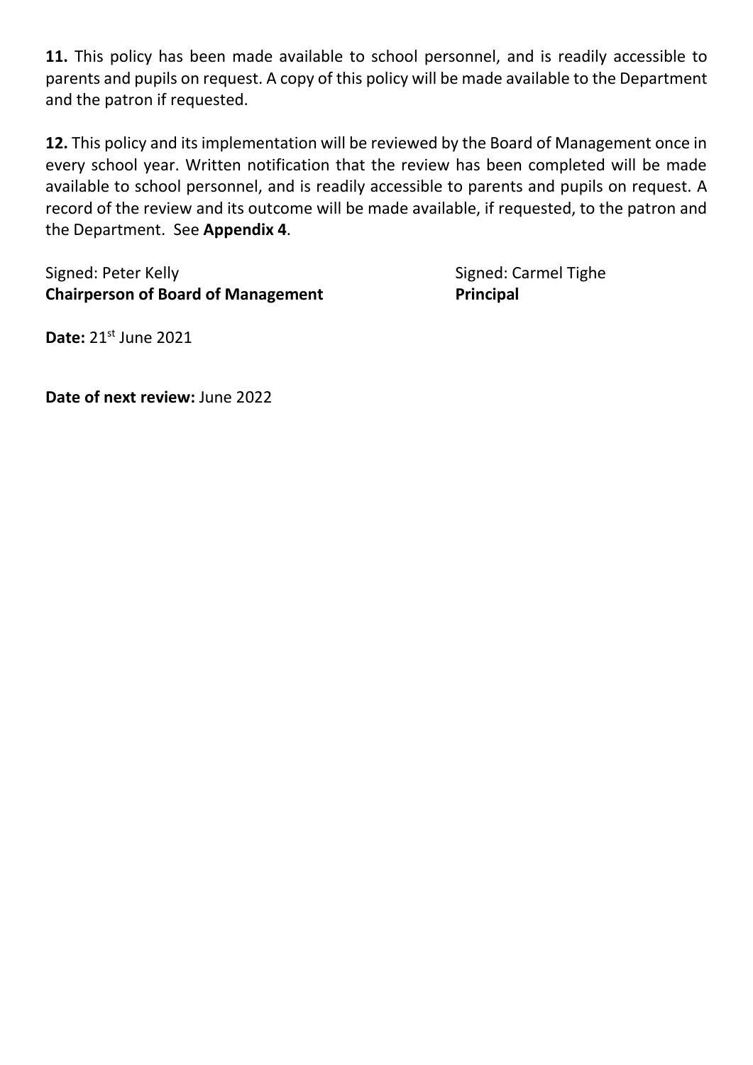**11.** This policy has been made available to school personnel, and is readily accessible to parents and pupils on request. A copy of this policy will be made available to the Department and the patron if requested.

**12.** This policy and its implementation will be reviewed by the Board of Management once in every school year. Written notification that the review has been completed will be made available to school personnel, and is readily accessible to parents and pupils on request. A record of the review and its outcome will be made available, if requested, to the patron and the Department. See **Appendix 4**.

Signed: Peter Kelly
**Chairperson of Board of Management**

Signed: Carmel Tighe
**Principal**

**Date:** 21st June 2021

**Date of next review:** June 2022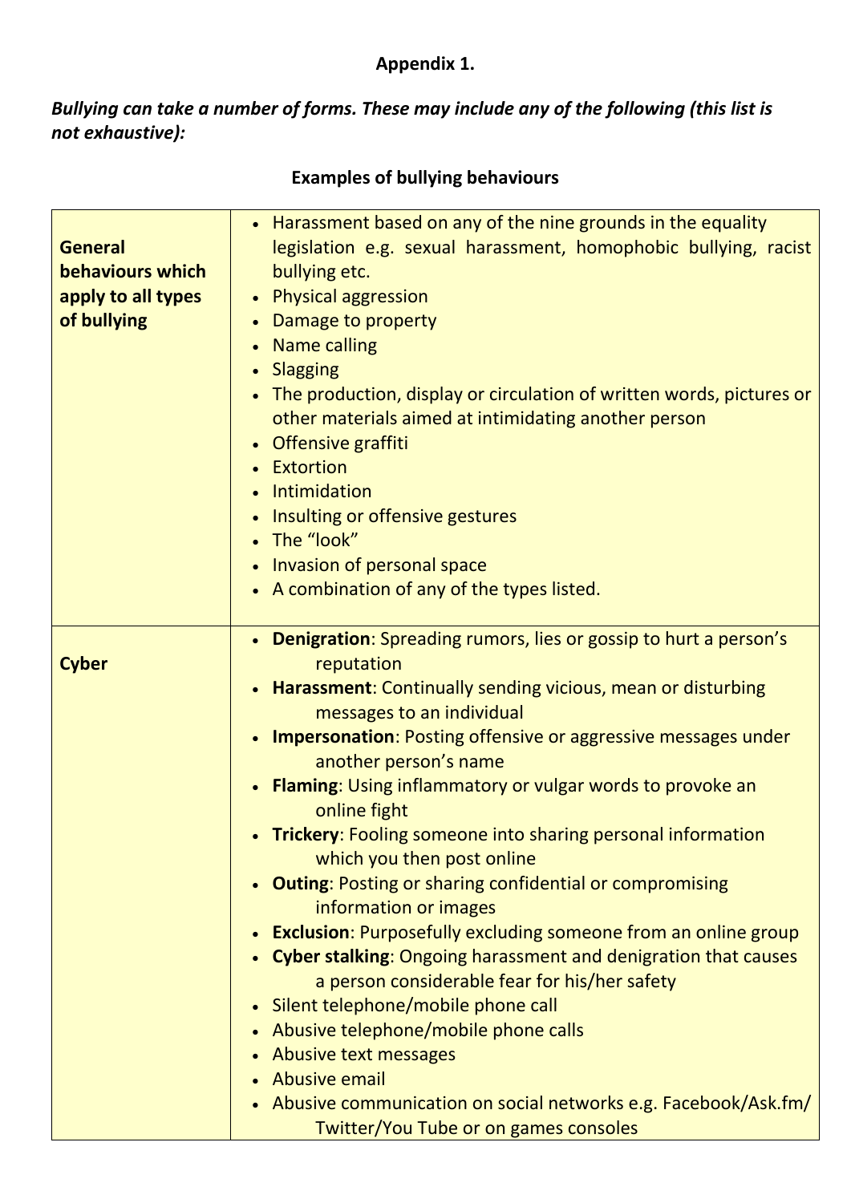**Appendix 1.**

***Bullying can take a number of forms. These may include any of the following (this list is not exhaustive):***

**Examples of bullying behaviours**

| | |
|---|---|
| **General behaviours which apply to all types of bullying** | • Harassment based on any of the nine grounds in the equality legislation e.g. sexual harassment, homophobic bullying, racist bullying etc.<br>• Physical aggression<br>• Damage to property<br>• Name calling<br>• Slagging<br>• The production, display or circulation of written words, pictures or other materials aimed at intimidating another person<br>• Offensive graffiti<br>• Extortion<br>• Intimidation<br>• Insulting or offensive gestures<br>• The "look"<br>• Invasion of personal space<br>• A combination of any of the types listed. |
| **Cyber** | • **Denigration**: Spreading rumors, lies or gossip to hurt a person's reputation<br>• **Harassment**: Continually sending vicious, mean or disturbing messages to an individual<br>• **Impersonation**: Posting offensive or aggressive messages under another person's name<br>• **Flaming**: Using inflammatory or vulgar words to provoke an online fight<br>• **Trickery**: Fooling someone into sharing personal information which you then post online<br>• **Outing**: Posting or sharing confidential or compromising information or images<br>• **Exclusion**: Purposefully excluding someone from an online group<br>• **Cyber stalking**: Ongoing harassment and denigration that causes a person considerable fear for his/her safety<br>• Silent telephone/mobile phone call<br>• Abusive telephone/mobile phone calls<br>• Abusive text messages<br>• Abusive email<br>• Abusive communication on social networks e.g. Facebook/Ask.fm/ Twitter/You Tube or on games consoles |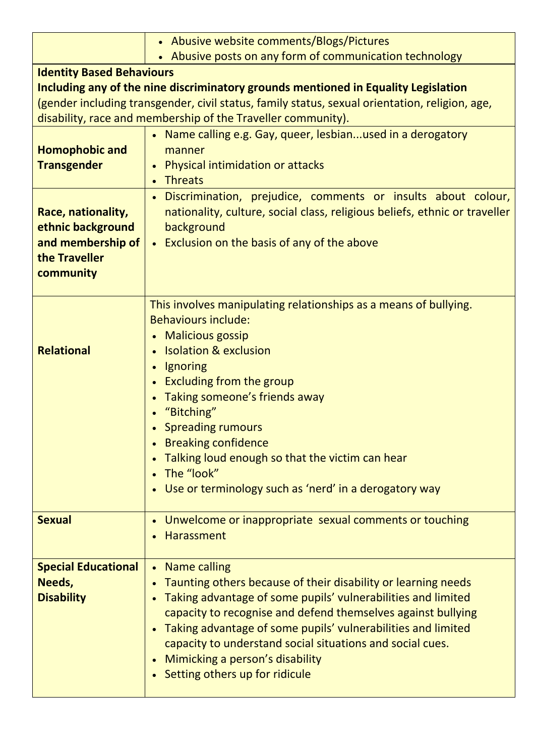| | |
|---|---|
| | • Abusive website comments/Blogs/Pictures<br>• Abusive posts on any form of communication technology |
| **Identity Based Behaviours**<br>**Including any of the nine discriminatory grounds mentioned in Equality Legislation** (gender including transgender, civil status, family status, sexual orientation, religion, age, disability, race and membership of the Traveller community). | |
| **Homophobic and Transgender** | • Name calling e.g. Gay, queer, lesbian...used in a derogatory manner<br>• Physical intimidation or attacks<br>• Threats |
| **Race, nationality, ethnic background and membership of the Traveller community** | • Discrimination, prejudice, comments or insults about colour, nationality, culture, social class, religious beliefs, ethnic or traveller background<br>• Exclusion on the basis of any of the above |
| **Relational** | This involves manipulating relationships as a means of bullying. Behaviours include:<br>• Malicious gossip<br>• Isolation & exclusion<br>• Ignoring<br>• Excluding from the group<br>• Taking someone's friends away<br>• "Bitching"<br>• Spreading rumours<br>• Breaking confidence<br>• Talking loud enough so that the victim can hear<br>• The "look"<br>• Use or terminology such as 'nerd' in a derogatory way |
| **Sexual** | • Unwelcome or inappropriate sexual comments or touching<br>• Harassment |
| **Special Educational Needs, Disability** | • Name calling<br>• Taunting others because of their disability or learning needs<br>• Taking advantage of some pupils' vulnerabilities and limited capacity to recognise and defend themselves against bullying<br>• Taking advantage of some pupils' vulnerabilities and limited capacity to understand social situations and social cues.<br>• Mimicking a person's disability<br>• Setting others up for ridicule |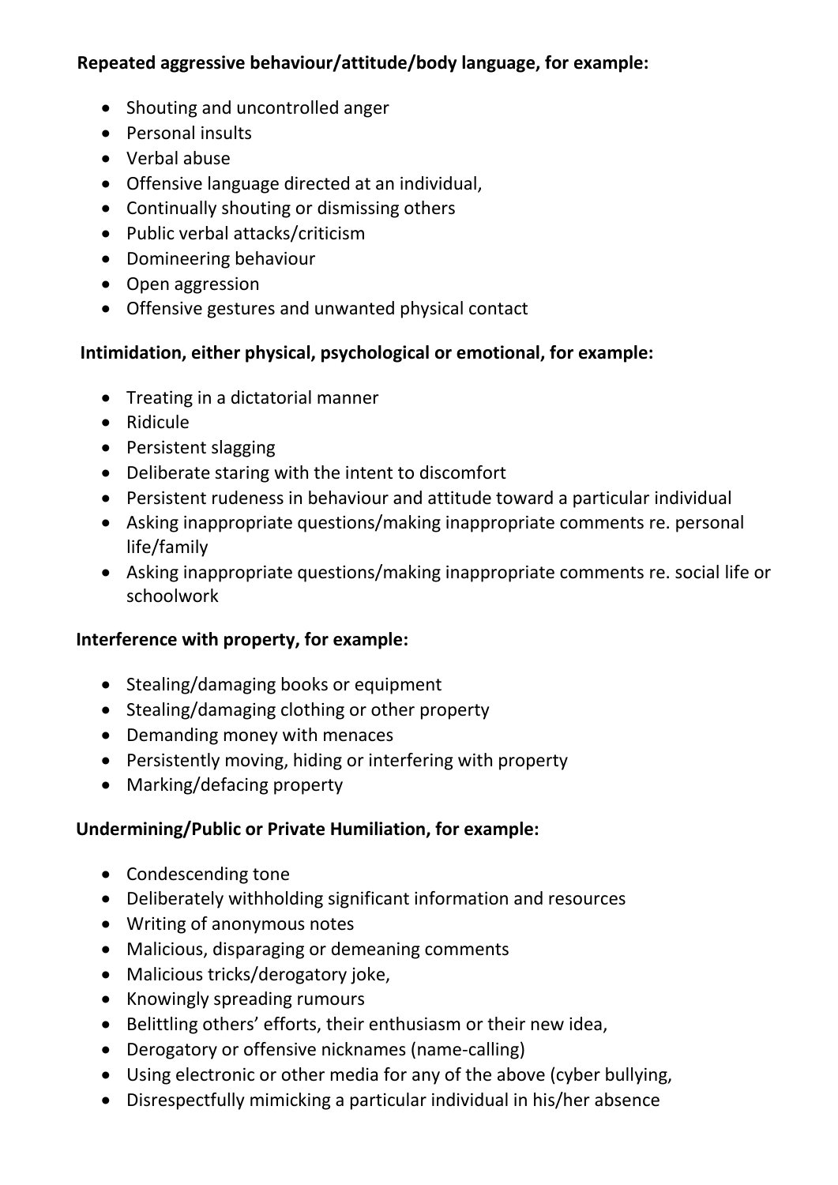**Repeated aggressive behaviour/attitude/body language, for example:**

- Shouting and uncontrolled anger
- Personal insults
- Verbal abuse
- Offensive language directed at an individual,
- Continually shouting or dismissing others
- Public verbal attacks/criticism
- Domineering behaviour
- Open aggression
- Offensive gestures and unwanted physical contact

**Intimidation, either physical, psychological or emotional, for example:**

- Treating in a dictatorial manner
- Ridicule
- Persistent slagging
- Deliberate staring with the intent to discomfort
- Persistent rudeness in behaviour and attitude toward a particular individual
- Asking inappropriate questions/making inappropriate comments re. personal life/family
- Asking inappropriate questions/making inappropriate comments re. social life or schoolwork

**Interference with property, for example:**

- Stealing/damaging books or equipment
- Stealing/damaging clothing or other property
- Demanding money with menaces
- Persistently moving, hiding or interfering with property
- Marking/defacing property

**Undermining/Public or Private Humiliation, for example:**

- Condescending tone
- Deliberately withholding significant information and resources
- Writing of anonymous notes
- Malicious, disparaging or demeaning comments
- Malicious tricks/derogatory joke,
- Knowingly spreading rumours
- Belittling others' efforts, their enthusiasm or their new idea,
- Derogatory or offensive nicknames (name-calling)
- Using electronic or other media for any of the above (cyber bullying,
- Disrespectfully mimicking a particular individual in his/her absence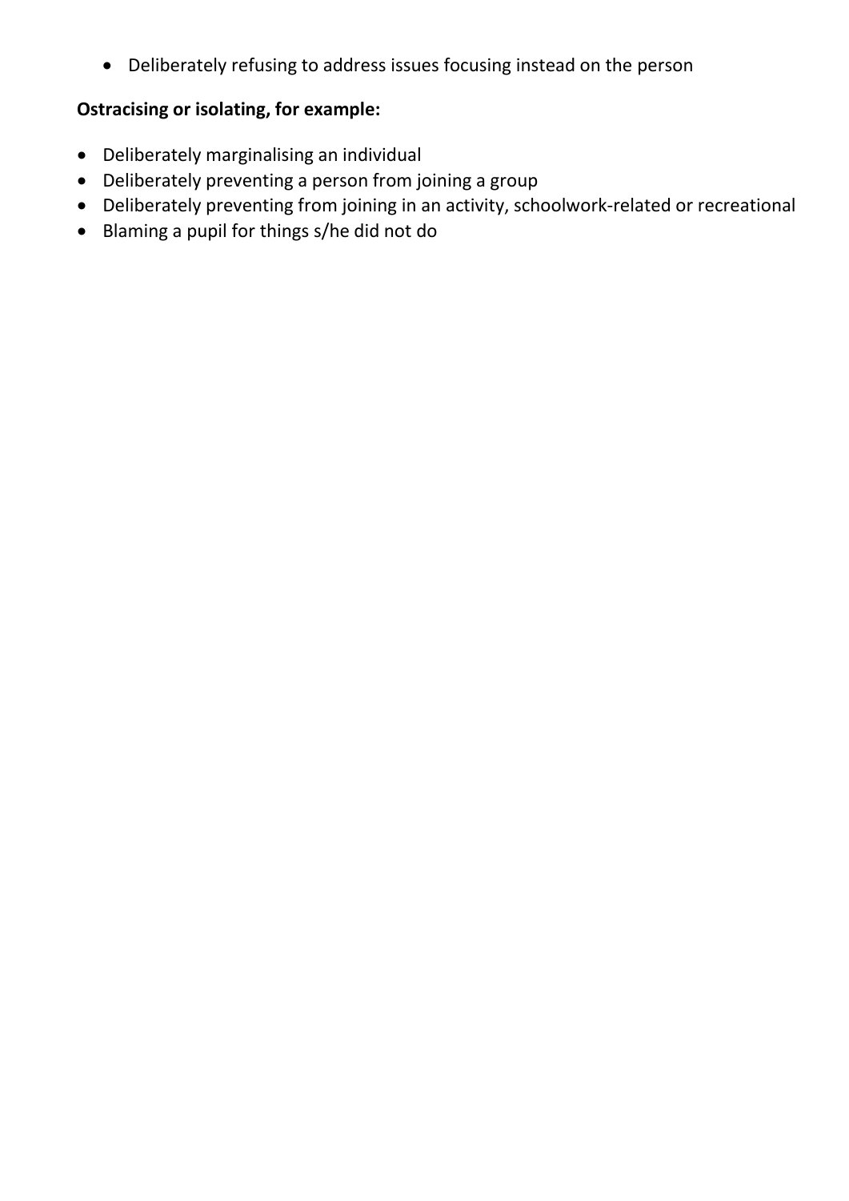- Deliberately refusing to address issues focusing instead on the person

**Ostracising or isolating, for example:**

- Deliberately marginalising an individual
- Deliberately preventing a person from joining a group
- Deliberately preventing from joining in an activity, schoolwork-related or recreational
- Blaming a pupil for things s/he did not do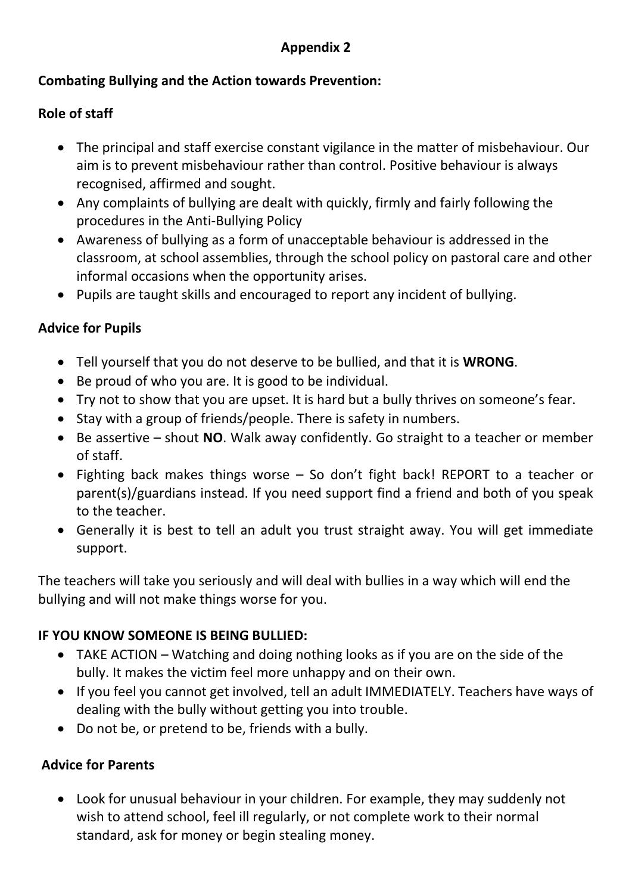## Appendix 2

**Combating Bullying and the Action towards Prevention:**

**Role of staff**

- The principal and staff exercise constant vigilance in the matter of misbehaviour. Our aim is to prevent misbehaviour rather than control. Positive behaviour is always recognised, affirmed and sought.
- Any complaints of bullying are dealt with quickly, firmly and fairly following the procedures in the Anti-Bullying Policy
- Awareness of bullying as a form of unacceptable behaviour is addressed in the classroom, at school assemblies, through the school policy on pastoral care and other informal occasions when the opportunity arises.
- Pupils are taught skills and encouraged to report any incident of bullying.

**Advice for Pupils**

- Tell yourself that you do not deserve to be bullied, and that it is **WRONG**.
- Be proud of who you are. It is good to be individual.
- Try not to show that you are upset. It is hard but a bully thrives on someone's fear.
- Stay with a group of friends/people. There is safety in numbers.
- Be assertive – shout **NO**. Walk away confidently. Go straight to a teacher or member of staff.
- Fighting back makes things worse – So don't fight back! REPORT to a teacher or parent(s)/guardians instead. If you need support find a friend and both of you speak to the teacher.
- Generally it is best to tell an adult you trust straight away. You will get immediate support.

The teachers will take you seriously and will deal with bullies in a way which will end the bullying and will not make things worse for you.

**IF YOU KNOW SOMEONE IS BEING BULLIED:**

- TAKE ACTION – Watching and doing nothing looks as if you are on the side of the bully. It makes the victim feel more unhappy and on their own.
- If you feel you cannot get involved, tell an adult IMMEDIATELY. Teachers have ways of dealing with the bully without getting you into trouble.
- Do not be, or pretend to be, friends with a bully.

**Advice for Parents**

- Look for unusual behaviour in your children. For example, they may suddenly not wish to attend school, feel ill regularly, or not complete work to their normal standard, ask for money or begin stealing money.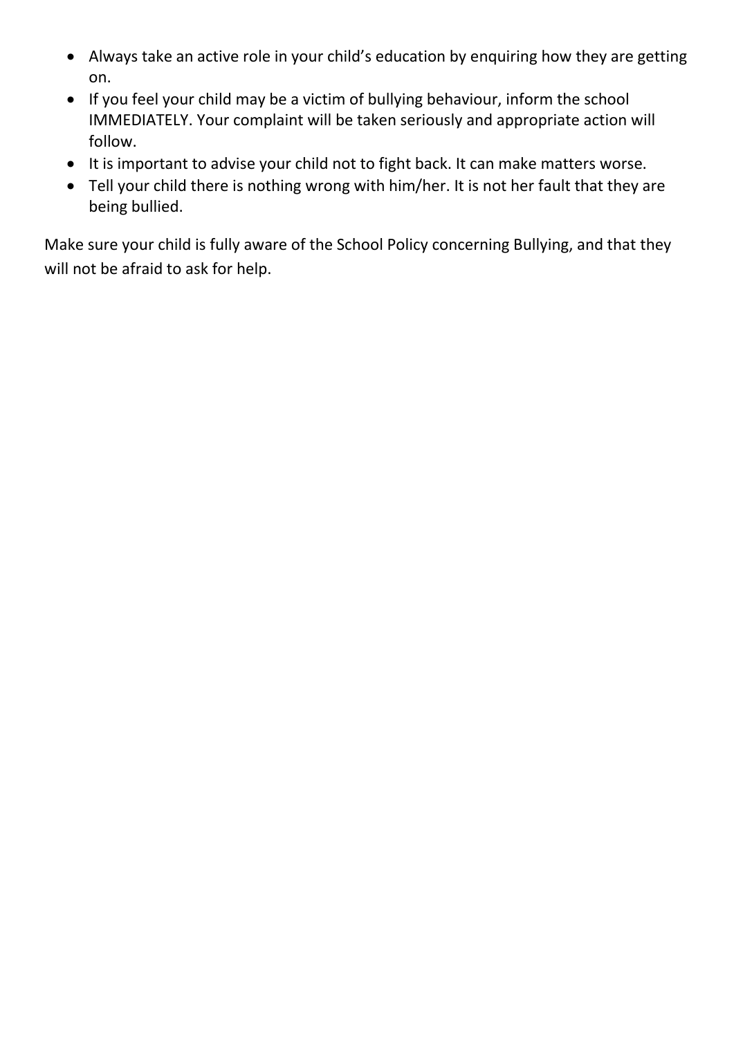- Always take an active role in your child's education by enquiring how they are getting on.
- If you feel your child may be a victim of bullying behaviour, inform the school IMMEDIATELY. Your complaint will be taken seriously and appropriate action will follow.
- It is important to advise your child not to fight back. It can make matters worse.
- Tell your child there is nothing wrong with him/her. It is not her fault that they are being bullied.

Make sure your child is fully aware of the School Policy concerning Bullying, and that they will not be afraid to ask for help.